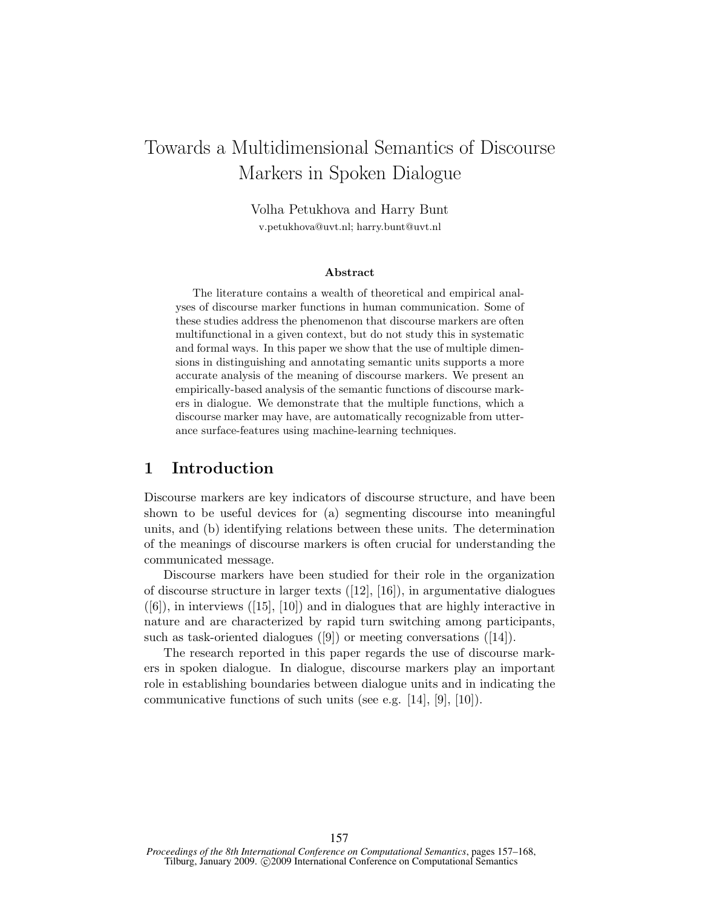# Towards a Multidimensional Semantics of Discourse Markers in Spoken Dialogue

Volha Petukhova and Harry Bunt

v.petukhova@uvt.nl; harry.bunt@uvt.nl

### Abstract

The literature contains a wealth of theoretical and empirical analyses of discourse marker functions in human communication. Some of these studies address the phenomenon that discourse markers are often multifunctional in a given context, but do not study this in systematic and formal ways. In this paper we show that the use of multiple dimensions in distinguishing and annotating semantic units supports a more accurate analysis of the meaning of discourse markers. We present an empirically-based analysis of the semantic functions of discourse markers in dialogue. We demonstrate that the multiple functions, which a discourse marker may have, are automatically recognizable from utterance surface-features using machine-learning techniques.

## 1 Introduction

Discourse markers are key indicators of discourse structure, and have been shown to be useful devices for (a) segmenting discourse into meaningful units, and (b) identifying relations between these units. The determination of the meanings of discourse markers is often crucial for understanding the communicated message.

Discourse markers have been studied for their role in the organization of discourse structure in larger texts ([12], [16]), in argumentative dialogues ([6]), in interviews ([15], [10]) and in dialogues that are highly interactive in nature and are characterized by rapid turn switching among participants, such as task-oriented dialogues ([9]) or meeting conversations ([14]).

The research reported in this paper regards the use of discourse markers in spoken dialogue. In dialogue, discourse markers play an important role in establishing boundaries between dialogue units and in indicating the communicative functions of such units (see e.g. [14], [9], [10]).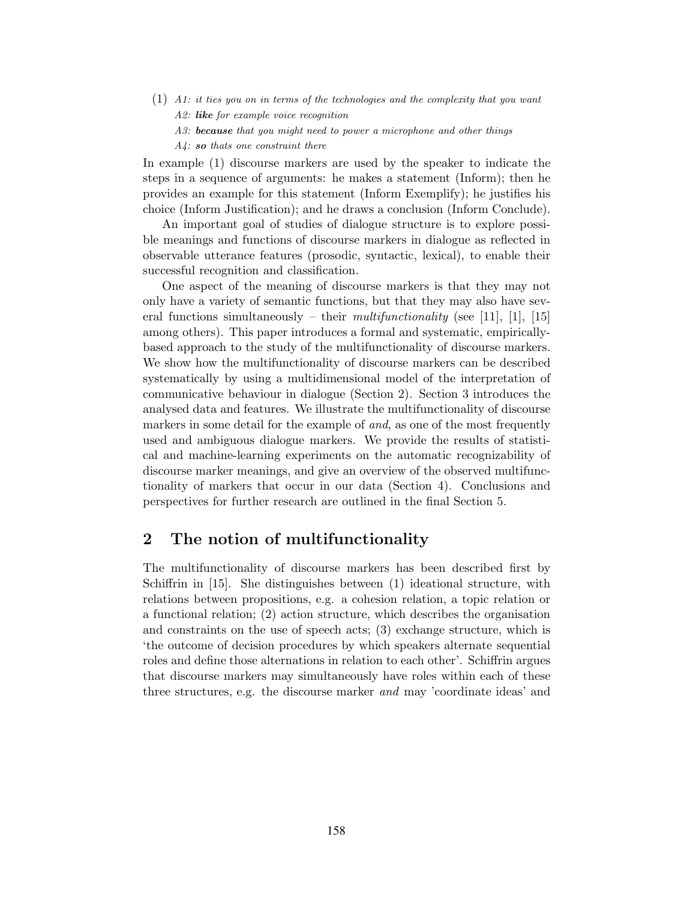(1) *A1: it ties you on in terms of the technologies and the complexity that you want*
*A2:* ***like*** *for example voice recognition*
*A3:* ***because*** *that you might need to power a microphone and other things*
*A4:* ***so*** *thats one constraint there*

In example (1) discourse markers are used by the speaker to indicate the steps in a sequence of arguments: he makes a statement (Inform); then he provides an example for this statement (Inform Exemplify); he justifies his choice (Inform Justification); and he draws a conclusion (Inform Conclude).

An important goal of studies of dialogue structure is to explore possible meanings and functions of discourse markers in dialogue as reflected in observable utterance features (prosodic, syntactic, lexical), to enable their successful recognition and classification.

One aspect of the meaning of discourse markers is that they may not only have a variety of semantic functions, but that they may also have several functions simultaneously – their *multifunctionality* (see [11], [1], [15] among others). This paper introduces a formal and systematic, empirically-based approach to the study of the multifunctionality of discourse markers. We show how the multifunctionality of discourse markers can be described systematically by using a multidimensional model of the interpretation of communicative behaviour in dialogue (Section 2). Section 3 introduces the analysed data and features. We illustrate the multifunctionality of discourse markers in some detail for the example of *and*, as one of the most frequently used and ambiguous dialogue markers. We provide the results of statistical and machine-learning experiments on the automatic recognizability of discourse marker meanings, and give an overview of the observed multifunctionality of markers that occur in our data (Section 4). Conclusions and perspectives for further research are outlined in the final Section 5.

## 2 The notion of multifunctionality

The multifunctionality of discourse markers has been described first by Schiffrin in [15]. She distinguishes between (1) ideational structure, with relations between propositions, e.g. a cohesion relation, a topic relation or a functional relation; (2) action structure, which describes the organisation and constraints on the use of speech acts; (3) exchange structure, which is 'the outcome of decision procedures by which speakers alternate sequential roles and define those alternations in relation to each other'. Schiffrin argues that discourse markers may simultaneously have roles within each of these three structures, e.g. the discourse marker *and* may 'coordinate ideas' and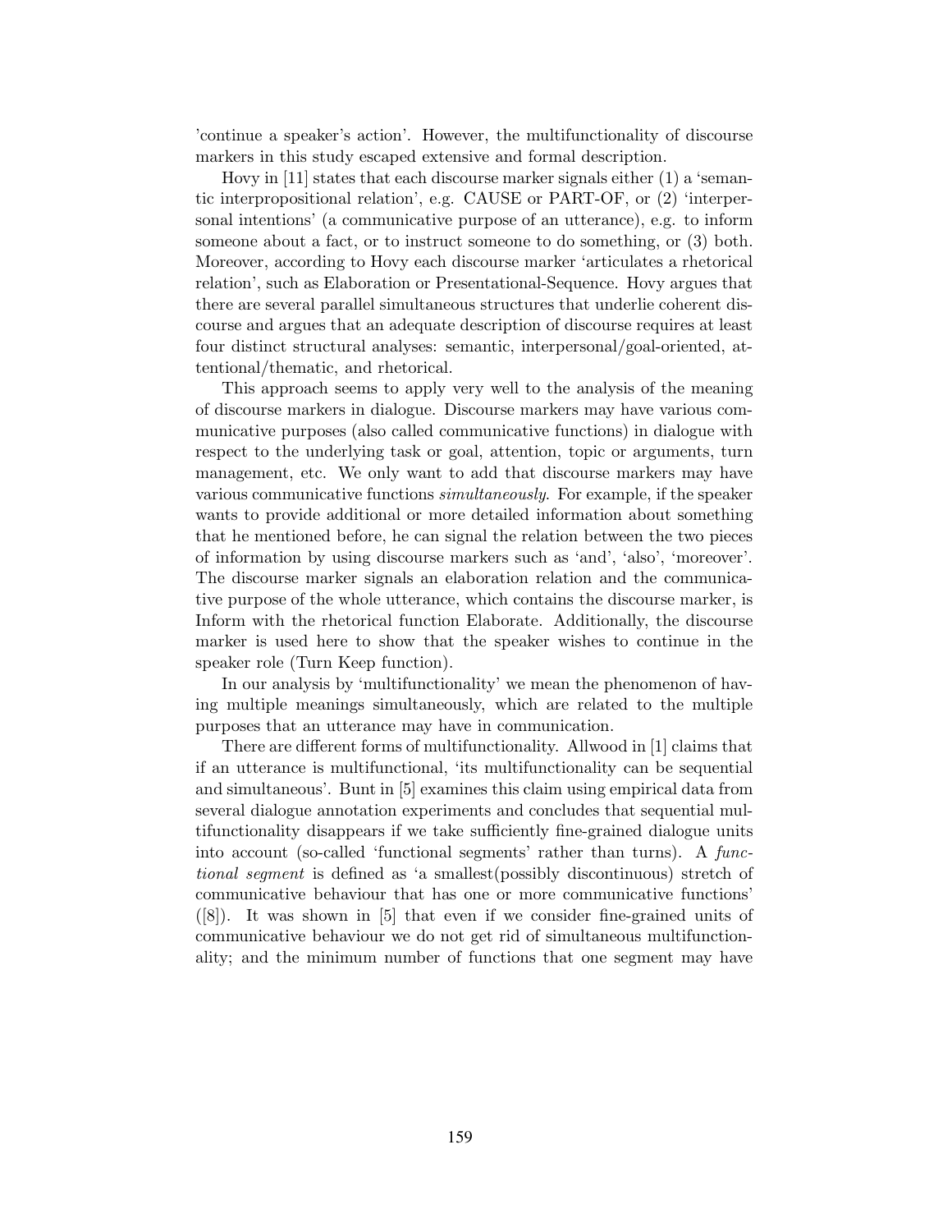'continue a speaker's action'. However, the multifunctionality of discourse markers in this study escaped extensive and formal description.

Hovy in [11] states that each discourse marker signals either (1) a 'semantic interpropositional relation', e.g. CAUSE or PART-OF, or (2) 'interpersonal intentions' (a communicative purpose of an utterance), e.g. to inform someone about a fact, or to instruct someone to do something, or (3) both. Moreover, according to Hovy each discourse marker 'articulates a rhetorical relation', such as Elaboration or Presentational-Sequence. Hovy argues that there are several parallel simultaneous structures that underlie coherent discourse and argues that an adequate description of discourse requires at least four distinct structural analyses: semantic, interpersonal/goal-oriented, attentional/thematic, and rhetorical.

This approach seems to apply very well to the analysis of the meaning of discourse markers in dialogue. Discourse markers may have various communicative purposes (also called communicative functions) in dialogue with respect to the underlying task or goal, attention, topic or arguments, turn management, etc. We only want to add that discourse markers may have various communicative functions *simultaneously*. For example, if the speaker wants to provide additional or more detailed information about something that he mentioned before, he can signal the relation between the two pieces of information by using discourse markers such as 'and', 'also', 'moreover'. The discourse marker signals an elaboration relation and the communicative purpose of the whole utterance, which contains the discourse marker, is Inform with the rhetorical function Elaborate. Additionally, the discourse marker is used here to show that the speaker wishes to continue in the speaker role (Turn Keep function).

In our analysis by 'multifunctionality' we mean the phenomenon of having multiple meanings simultaneously, which are related to the multiple purposes that an utterance may have in communication.

There are different forms of multifunctionality. Allwood in [1] claims that if an utterance is multifunctional, 'its multifunctionality can be sequential and simultaneous'. Bunt in [5] examines this claim using empirical data from several dialogue annotation experiments and concludes that sequential multifunctionality disappears if we take sufficiently fine-grained dialogue units into account (so-called 'functional segments' rather than turns). A *functional segment* is defined as 'a smallest(possibly discontinuous) stretch of communicative behaviour that has one or more communicative functions' ([8]). It was shown in [5] that even if we consider fine-grained units of communicative behaviour we do not get rid of simultaneous multifunctionality; and the minimum number of functions that one segment may have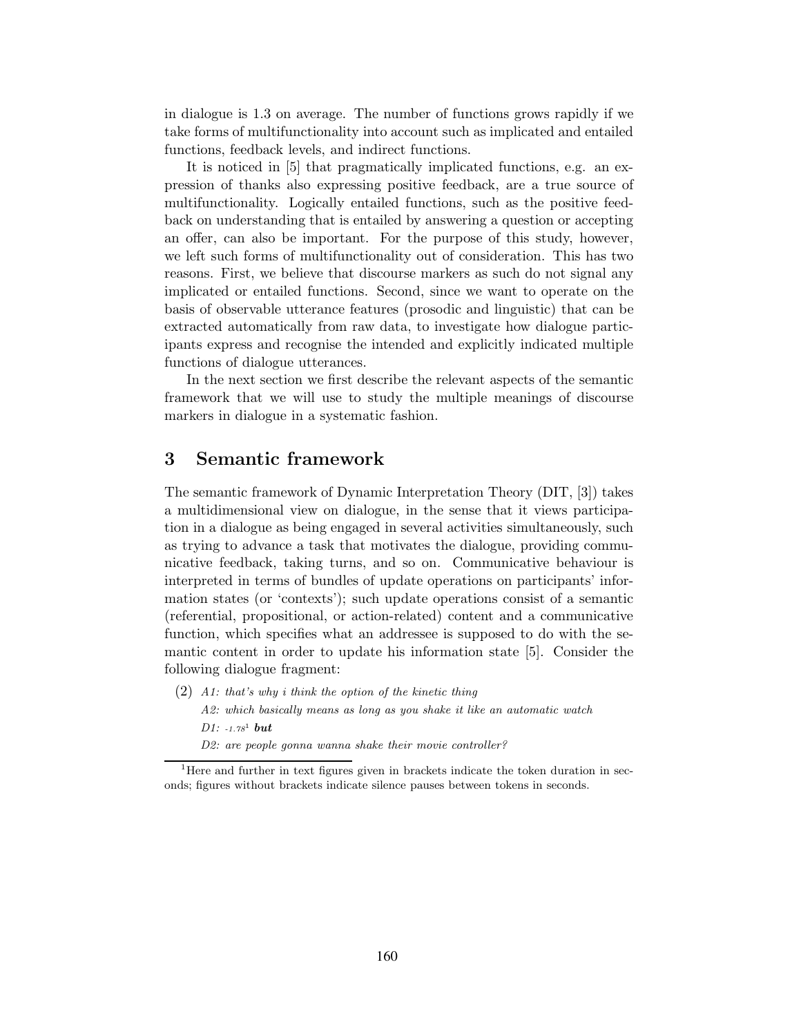in dialogue is 1.3 on average. The number of functions grows rapidly if we take forms of multifunctionality into account such as implicated and entailed functions, feedback levels, and indirect functions.

It is noticed in [5] that pragmatically implicated functions, e.g. an expression of thanks also expressing positive feedback, are a true source of multifunctionality. Logically entailed functions, such as the positive feedback on understanding that is entailed by answering a question or accepting an offer, can also be important. For the purpose of this study, however, we left such forms of multifunctionality out of consideration. This has two reasons. First, we believe that discourse markers as such do not signal any implicated or entailed functions. Second, since we want to operate on the basis of observable utterance features (prosodic and linguistic) that can be extracted automatically from raw data, to investigate how dialogue participants express and recognise the intended and explicitly indicated multiple functions of dialogue utterances.

In the next section we first describe the relevant aspects of the semantic framework that we will use to study the multiple meanings of discourse markers in dialogue in a systematic fashion.

## 3 Semantic framework

The semantic framework of Dynamic Interpretation Theory (DIT, [3]) takes a multidimensional view on dialogue, in the sense that it views participation in a dialogue as being engaged in several activities simultaneously, such as trying to advance a task that motivates the dialogue, providing communicative feedback, taking turns, and so on. Communicative behaviour is interpreted in terms of bundles of update operations on participants' information states (or 'contexts'); such update operations consist of a semantic (referential, propositional, or action-related) content and a communicative function, which specifies what an addressee is supposed to do with the semantic content in order to update his information state [5]. Consider the following dialogue fragment:

(2) *A1: that's why i think the option of the kinetic thing*
*A2: which basically means as long as you shake it like an automatic watch*
*D1: -1.78*[1] ***but***
*D2: are people gonna wanna shake their movie controller?*

[1]Here and further in text figures given in brackets indicate the token duration in seconds; figures without brackets indicate silence pauses between tokens in seconds.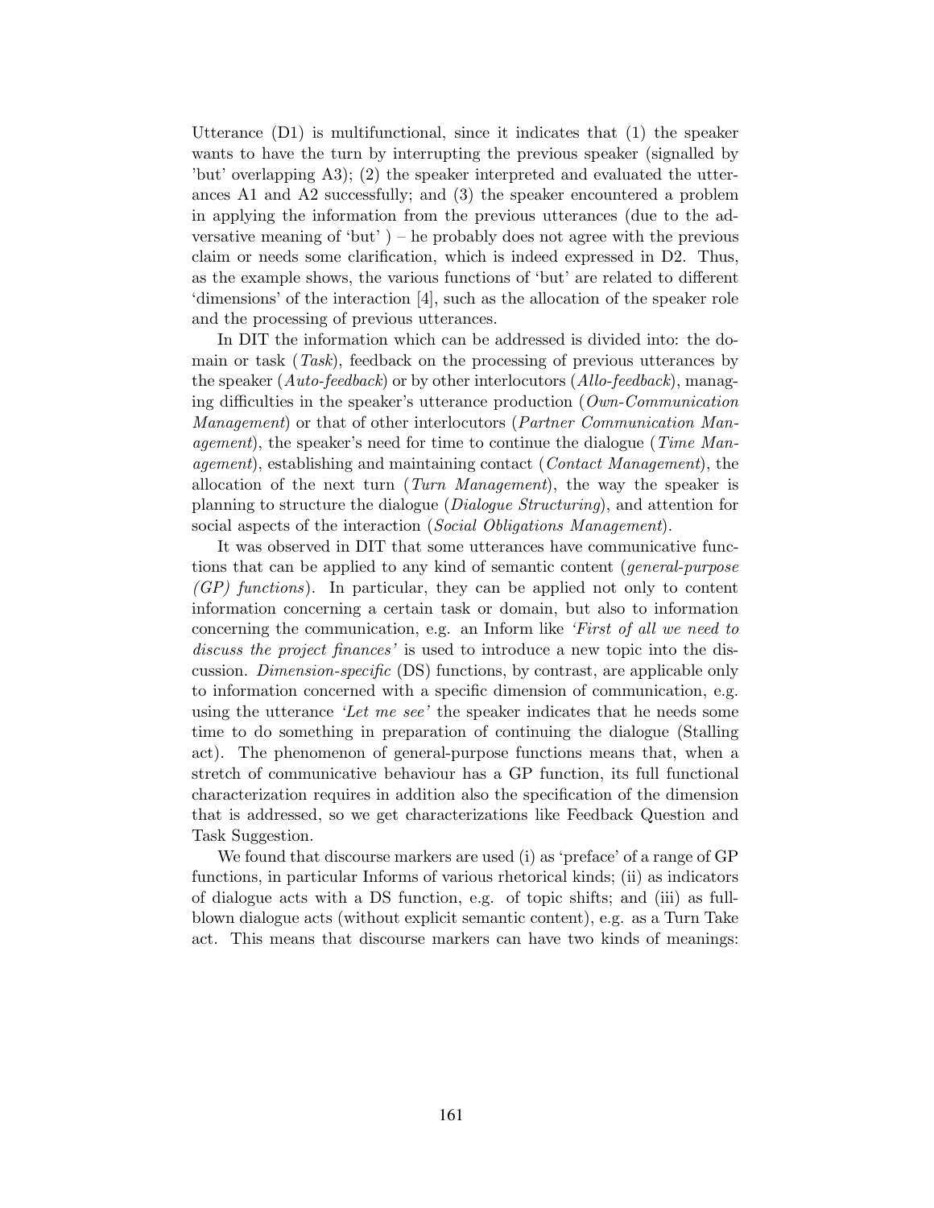Utterance (D1) is multifunctional, since it indicates that (1) the speaker wants to have the turn by interrupting the previous speaker (signalled by 'but' overlapping A3); (2) the speaker interpreted and evaluated the utterances A1 and A2 successfully; and (3) the speaker encountered a problem in applying the information from the previous utterances (due to the adversative meaning of 'but' ) – he probably does not agree with the previous claim or needs some clarification, which is indeed expressed in D2. Thus, as the example shows, the various functions of 'but' are related to different 'dimensions' of the interaction [4], such as the allocation of the speaker role and the processing of previous utterances.

In DIT the information which can be addressed is divided into: the domain or task (*Task*), feedback on the processing of previous utterances by the speaker (*Auto-feedback*) or by other interlocutors (*Allo-feedback*), managing difficulties in the speaker's utterance production (*Own-Communication Management*) or that of other interlocutors (*Partner Communication Management*), the speaker's need for time to continue the dialogue (*Time Management*), establishing and maintaining contact (*Contact Management*), the allocation of the next turn (*Turn Management*), the way the speaker is planning to structure the dialogue (*Dialogue Structuring*), and attention for social aspects of the interaction (*Social Obligations Management*).

It was observed in DIT that some utterances have communicative functions that can be applied to any kind of semantic content (*general-purpose (GP) functions*). In particular, they can be applied not only to content information concerning a certain task or domain, but also to information concerning the communication, e.g. an Inform like *'First of all we need to discuss the project finances'* is used to introduce a new topic into the discussion. *Dimension-specific* (DS) functions, by contrast, are applicable only to information concerned with a specific dimension of communication, e.g. using the utterance *'Let me see'* the speaker indicates that he needs some time to do something in preparation of continuing the dialogue (Stalling act). The phenomenon of general-purpose functions means that, when a stretch of communicative behaviour has a GP function, its full functional characterization requires in addition also the specification of the dimension that is addressed, so we get characterizations like Feedback Question and Task Suggestion.

We found that discourse markers are used (i) as 'preface' of a range of GP functions, in particular Informs of various rhetorical kinds; (ii) as indicators of dialogue acts with a DS function, e.g. of topic shifts; and (iii) as full-blown dialogue acts (without explicit semantic content), e.g. as a Turn Take act. This means that discourse markers can have two kinds of meanings: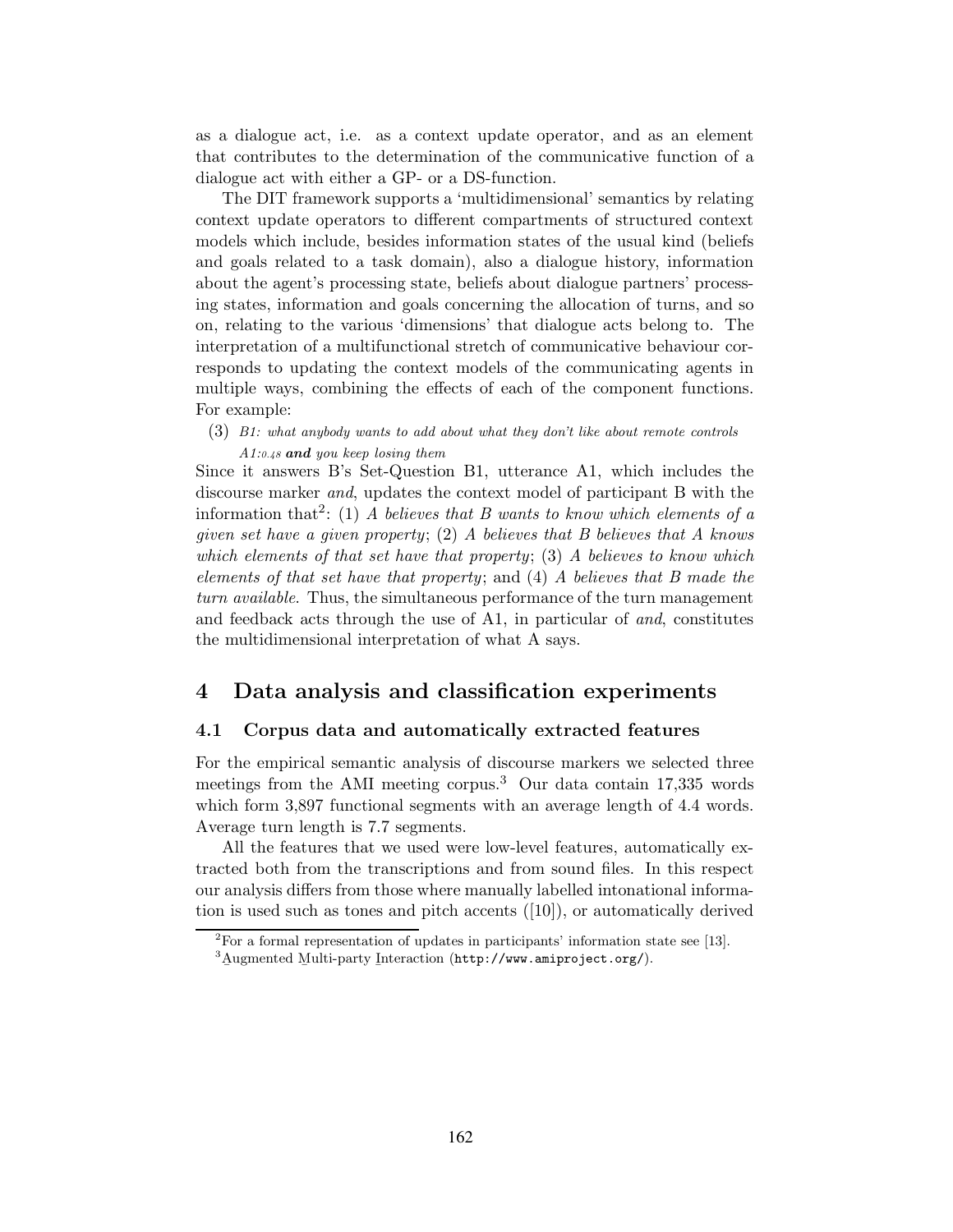as a dialogue act, i.e. as a context update operator, and as an element that contributes to the determination of the communicative function of a dialogue act with either a GP- or a DS-function.

The DIT framework supports a 'multidimensional' semantics by relating context update operators to different compartments of structured context models which include, besides information states of the usual kind (beliefs and goals related to a task domain), also a dialogue history, information about the agent's processing state, beliefs about dialogue partners' processing states, information and goals concerning the allocation of turns, and so on, relating to the various 'dimensions' that dialogue acts belong to. The interpretation of a multifunctional stretch of communicative behaviour corresponds to updating the context models of the communicating agents in multiple ways, combining the effects of each of the component functions. For example:

(3) *B1: what anybody wants to add about what they don't like about remote controls*
*A1:$_{0.48}$ **and** you keep losing them*

Since it answers B's Set-Question B1, utterance A1, which includes the discourse marker *and*, updates the context model of participant B with the information that[2]: (1) *A believes that B wants to know which elements of a given set have a given property*; (2) *A believes that B believes that A knows which elements of that set have that property*; (3) *A believes to know which elements of that set have that property*; and (4) *A believes that B made the turn available*. Thus, the simultaneous performance of the turn management and feedback acts through the use of A1, in particular of *and*, constitutes the multidimensional interpretation of what A says.

## 4 Data analysis and classification experiments

### 4.1 Corpus data and automatically extracted features

For the empirical semantic analysis of discourse markers we selected three meetings from the AMI meeting corpus.[3] Our data contain 17,335 words which form 3,897 functional segments with an average length of 4.4 words. Average turn length is 7.7 segments.

All the features that we used were low-level features, automatically extracted both from the transcriptions and from sound files. In this respect our analysis differs from those where manually labelled intonational information is used such as tones and pitch accents ([10]), or automatically derived

[2]For a formal representation of updates in participants' information state see [13].

[3]Augmented Multi-party Interaction (http://www.amiproject.org/).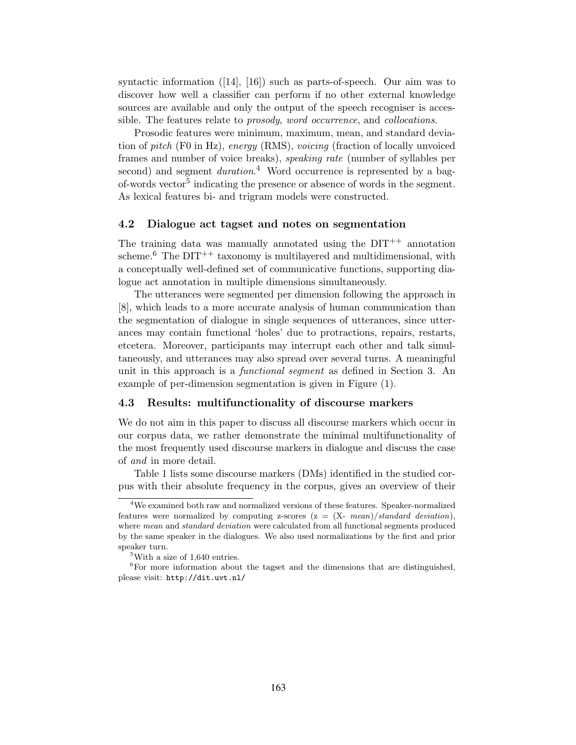syntactic information ([14], [16]) such as parts-of-speech. Our aim was to discover how well a classifier can perform if no other external knowledge sources are available and only the output of the speech recogniser is accessible. The features relate to *prosody*, *word occurrence*, and *collocations*.

Prosodic features were minimum, maximum, mean, and standard deviation of *pitch* (F0 in Hz), *energy* (RMS), *voicing* (fraction of locally unvoiced frames and number of voice breaks), *speaking rate* (number of syllables per second) and segment *duration*.[4] Word occurrence is represented by a bag-of-words vector[5] indicating the presence or absence of words in the segment. As lexical features bi- and trigram models were constructed.

### 4.2 Dialogue act tagset and notes on segmentation

The training data was manually annotated using the DIT$^{++}$ annotation scheme.[6] The DIT$^{++}$ taxonomy is multilayered and multidimensional, with a conceptually well-defined set of communicative functions, supporting dialogue act annotation in multiple dimensions simultaneously.

The utterances were segmented per dimension following the approach in [8], which leads to a more accurate analysis of human communication than the segmentation of dialogue in single sequences of utterances, since utterances may contain functional 'holes' due to protractions, repairs, restarts, etcetera. Moreover, participants may interrupt each other and talk simultaneously, and utterances may also spread over several turns. A meaningful unit in this approach is a *functional segment* as defined in Section 3. An example of per-dimension segmentation is given in Figure (1).

### 4.3 Results: multifunctionality of discourse markers

We do not aim in this paper to discuss all discourse markers which occur in our corpus data, we rather demonstrate the minimal multifunctionality of the most frequently used discourse markers in dialogue and discuss the case of *and* in more detail.

Table 1 lists some discourse markers (DMs) identified in the studied corpus with their absolute frequency in the corpus, gives an overview of their

---

[4] We examined both raw and normalized versions of these features. Speaker-normalized features were normalized by computing z-scores (z = (X- *mean*)/*standard deviation*), where *mean* and *standard deviation* were calculated from all functional segments produced by the same speaker in the dialogues. We also used normalizations by the first and prior speaker turn.

[5] With a size of 1,640 entries.

[6] For more information about the tagset and the dimensions that are distinguished, please visit: `http://dit.uvt.nl/`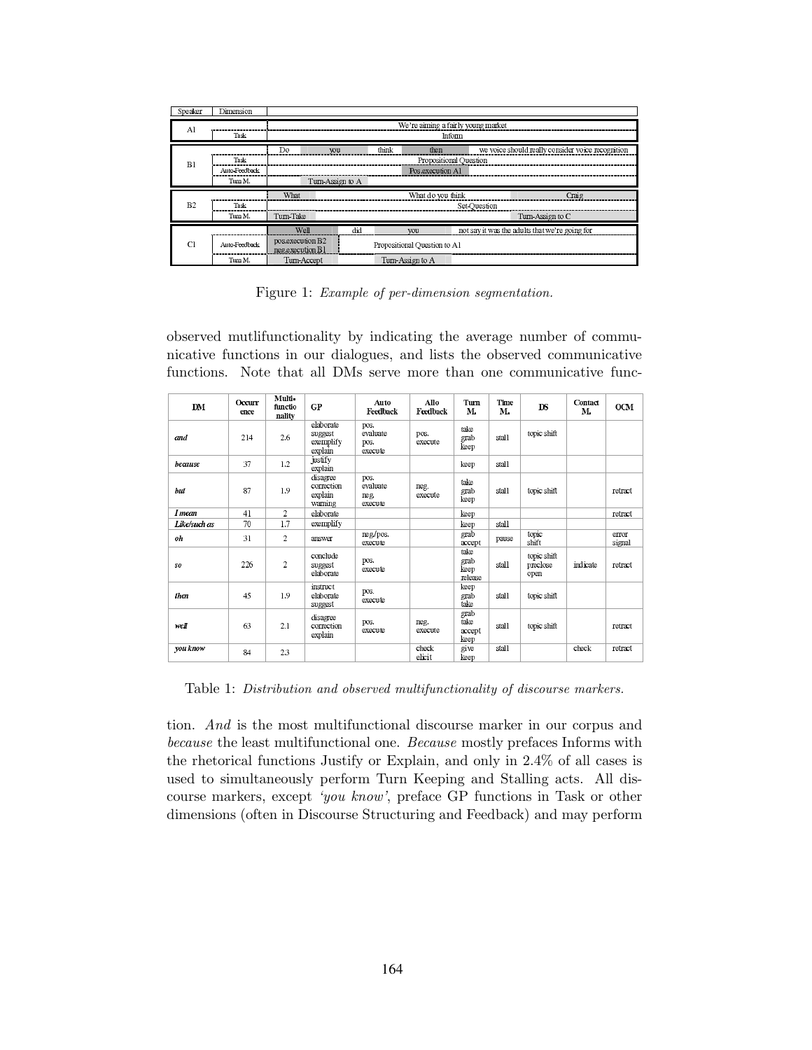| Speaker | Dimension | |
|---|---|---|
| A1 | | We're aiming a fairly young market |
| | Task | Inform |
| B1 | | Do you think then we voice should really consider voice recognition |
| | Task | Propositional Question |
| | Auto-Feedback | Pos.execution A1 |
| | Turn M. | Turn-Assign to A |
| B2 | | What What do you think Craig |
| | Task | Set-Question |
| | Turn M. | Turn-Take; Turn-Assign to C |
| C1 | | Well did you not say it was the adults that we're going for |
| | Auto-Feedback | pos.execution B2 neg.execution B1; Propositional Question to A1 |
| | Turn M. | Turn-Accept; Turn-Assign to A |

Figure 1: *Example of per-dimension segmentation.*

observed mutlifunctionality by indicating the average number of communicative functions in our dialogues, and lists the observed communicative functions. Note that all DMs serve more than one communicative function.

| DM | Occurrence | Multifunctionality | GP | Auto Feedback | Allo Feedback | Turn M. | Time M. | DS | Contact M. | OCM |
|---|---|---|---|---|---|---|---|---|---|---|
| *and* | 214 | 2.6 | elaborate suggest exemplify explain | pos. evaluate pos. execute | pos. execute | take grab keep | stall | topic shift | | |
| *because* | 37 | 1.2 | justify explain | | | keep | stall | | | |
| *but* | 87 | 1.9 | disagree correction explain warning | pos. evaluate neg. execute | neg. execute | take grab keep | stall | topic shift | | retract |
| *I mean* | 41 | 2 | elaborate | | | keep | | | | retract |
| *Like/such as* | 70 | 1.7 | exemplify | | | keep | stall | | | |
| *oh* | 31 | 2 | answer | neg./pos. execute | | grab accept | pause | topic shift | | error signal |
| *so* | 226 | 2 | conclude suggest elaborate | pos. execute | | take grab keep release | stall | topic shift preclose open | indicate | retract |
| *then* | 45 | 1.9 | instruct elaborate suggest | pos. execute | | keep grab take | stall | topic shift | | |
| *well* | 63 | 2.1 | disagree correction explain | pos. execute | neg. execute | grab take accept keep | stall | topic shift | | retract |
| *you know* | 84 | 2.3 | | | check elicit | give keep | stall | | check | retract |

Table 1: *Distribution and observed multifunctionality of discourse markers.*

tion. *And* is the most multifunctional discourse marker in our corpus and *because* the least multifunctional one. *Because* mostly prefaces Informs with the rhetorical functions Justify or Explain, and only in 2.4% of all cases is used to simultaneously perform Turn Keeping and Stalling acts. All discourse markers, except *'you know'*, preface GP functions in Task or other dimensions (often in Discourse Structuring and Feedback) and may perform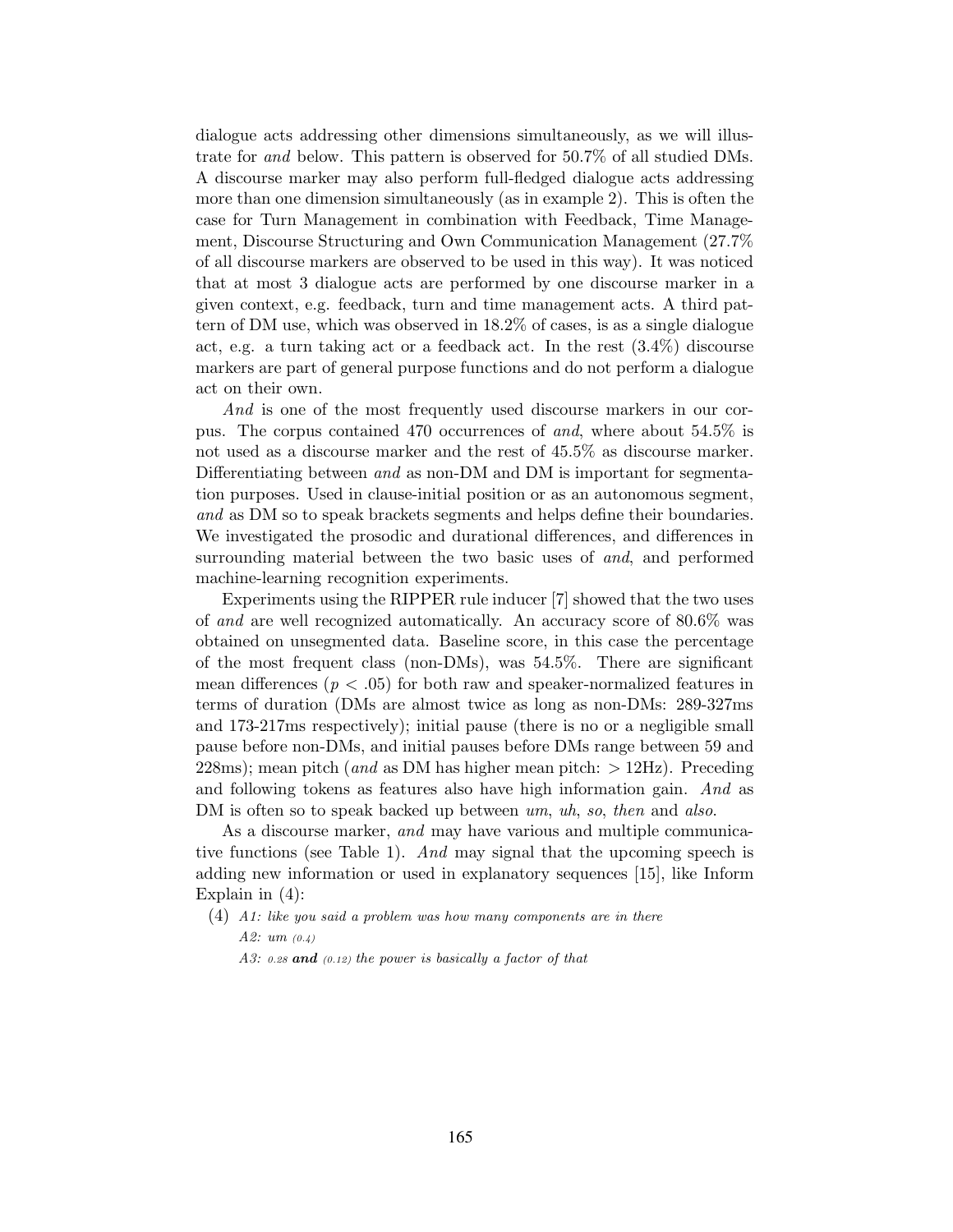dialogue acts addressing other dimensions simultaneously, as we will illustrate for *and* below. This pattern is observed for 50.7% of all studied DMs. A discourse marker may also perform full-fledged dialogue acts addressing more than one dimension simultaneously (as in example 2). This is often the case for Turn Management in combination with Feedback, Time Management, Discourse Structuring and Own Communication Management (27.7% of all discourse markers are observed to be used in this way). It was noticed that at most 3 dialogue acts are performed by one discourse marker in a given context, e.g. feedback, turn and time management acts. A third pattern of DM use, which was observed in 18.2% of cases, is as a single dialogue act, e.g. a turn taking act or a feedback act. In the rest (3.4%) discourse markers are part of general purpose functions and do not perform a dialogue act on their own.

*And* is one of the most frequently used discourse markers in our corpus. The corpus contained 470 occurrences of *and*, where about 54.5% is not used as a discourse marker and the rest of 45.5% as discourse marker. Differentiating between *and* as non-DM and DM is important for segmentation purposes. Used in clause-initial position or as an autonomous segment, *and* as DM so to speak brackets segments and helps define their boundaries. We investigated the prosodic and durational differences, and differences in surrounding material between the two basic uses of *and*, and performed machine-learning recognition experiments.

Experiments using the RIPPER rule inducer [7] showed that the two uses of *and* are well recognized automatically. An accuracy score of 80.6% was obtained on unsegmented data. Baseline score, in this case the percentage of the most frequent class (non-DMs), was 54.5%. There are significant mean differences ($p < .05$) for both raw and speaker-normalized features in terms of duration (DMs are almost twice as long as non-DMs: 289-327ms and 173-217ms respectively); initial pause (there is no or a negligible small pause before non-DMs, and initial pauses before DMs range between 59 and 228ms); mean pitch (*and* as DM has higher mean pitch: $> 12$Hz). Preceding and following tokens as features also have high information gain. *And* as DM is often so to speak backed up between *um*, *uh*, *so*, *then* and *also*.

As a discourse marker, *and* may have various and multiple communicative functions (see Table 1). *And* may signal that the upcoming speech is adding new information or used in explanatory sequences [15], like Inform Explain in (4):

(4) *A1: like you said a problem was how many components are in there*
*A2: um (0.4)*
*A3: 0.28* ***and*** *(0.12) the power is basically a factor of that*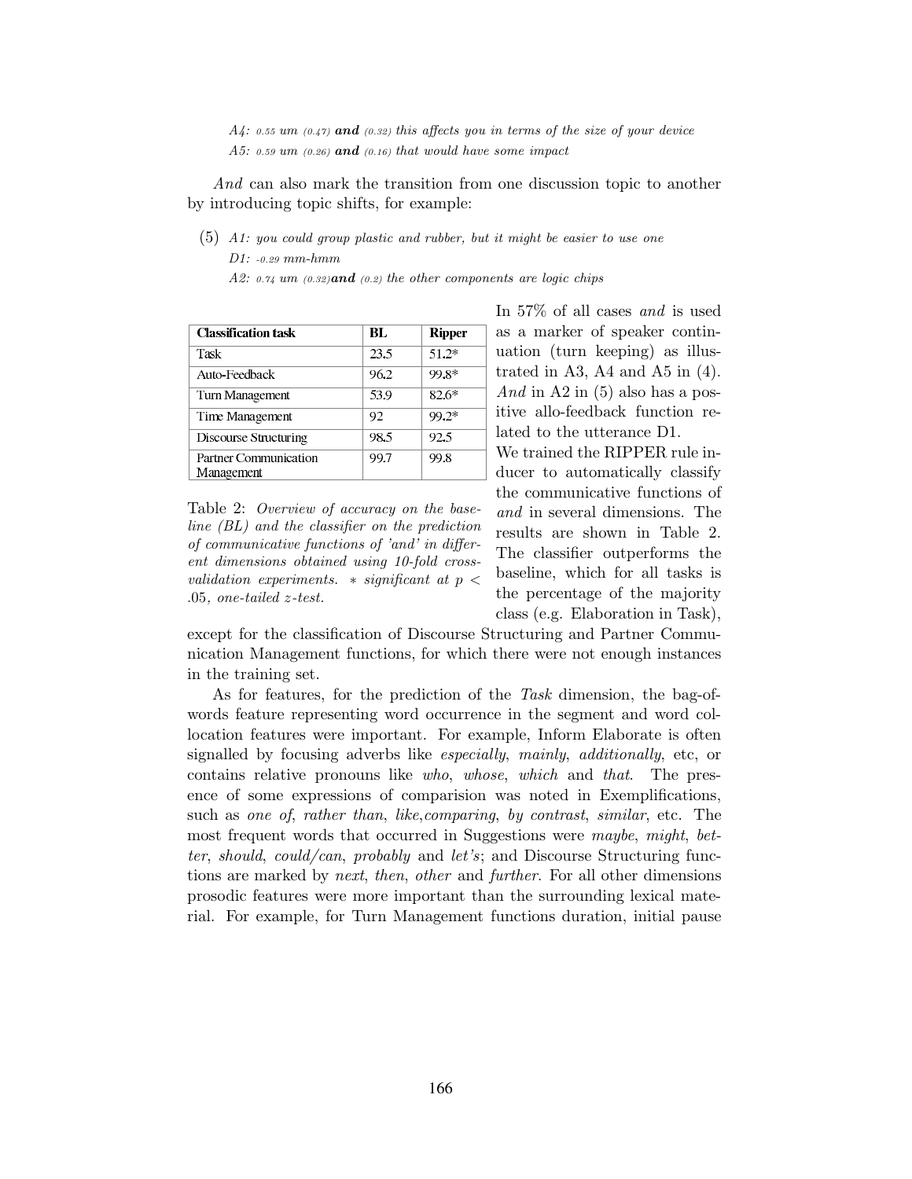*A4: 0.55 um (0.47)* ***and*** *(0.32) this affects you in terms of the size of your device*

*A5: 0.59 um (0.26)* ***and*** *(0.16) that would have some impact*

*And* can also mark the transition from one discussion topic to another by introducing topic shifts, for example:

(5) *A1: you could group plastic and rubber, but it might be easier to use one*

*D1: -0.29 mm-hmm*

*A2: 0.74 um (0.32)****and*** *(0.2) the other components are logic chips*

In 57% of all cases *and* is used as a marker of speaker continuation (turn keeping) as illustrated in A3, A4 and A5 in (4). *And* in A2 in (5) also has a positive allo-feedback function related to the utterance D1.

We trained the RIPPER rule inducer to automatically classify the communicative functions of *and* in several dimensions. The results are shown in Table 2. The classifier outperforms the baseline, which for all tasks is the percentage of the majority class (e.g. Elaboration in Task), except for the classification of Discourse Structuring and Partner Communication Management functions, for which there were not enough instances in the training set.

| Classification task | BL | Ripper |
|---|---|---|
| Task | 23.5 | 51.2* |
| Auto-Feedback | 96.2 | 99.8* |
| Turn Management | 53.9 | 82.6* |
| Time Management | 92 | 99.2* |
| Discourse Structuring | 98.5 | 92.5 |
| Partner Communication Management | 99.7 | 99.8 |

Table 2: *Overview of accuracy on the baseline (BL) and the classifier on the prediction of communicative functions of 'and' in different dimensions obtained using 10-fold cross-validation experiments. * significant at $p < .05$, one-tailed z-test.*

As for features, for the prediction of the *Task* dimension, the bag-of-words feature representing word occurrence in the segment and word collocation features were important. For example, Inform Elaborate is often signalled by focusing adverbs like *especially*, *mainly*, *additionally*, etc, or contains relative pronouns like *who*, *whose*, *which* and *that*. The presence of some expressions of comparision was noted in Exemplifications, such as *one of*, *rather than*, *like*,*comparing*, *by contrast*, *similar*, etc. The most frequent words that occurred in Suggestions were *maybe*, *might*, *better*, *should*, *could/can*, *probably* and *let's*; and Discourse Structuring functions are marked by *next*, *then*, *other* and *further*. For all other dimensions prosodic features were more important than the surrounding lexical material. For example, for Turn Management functions duration, initial pause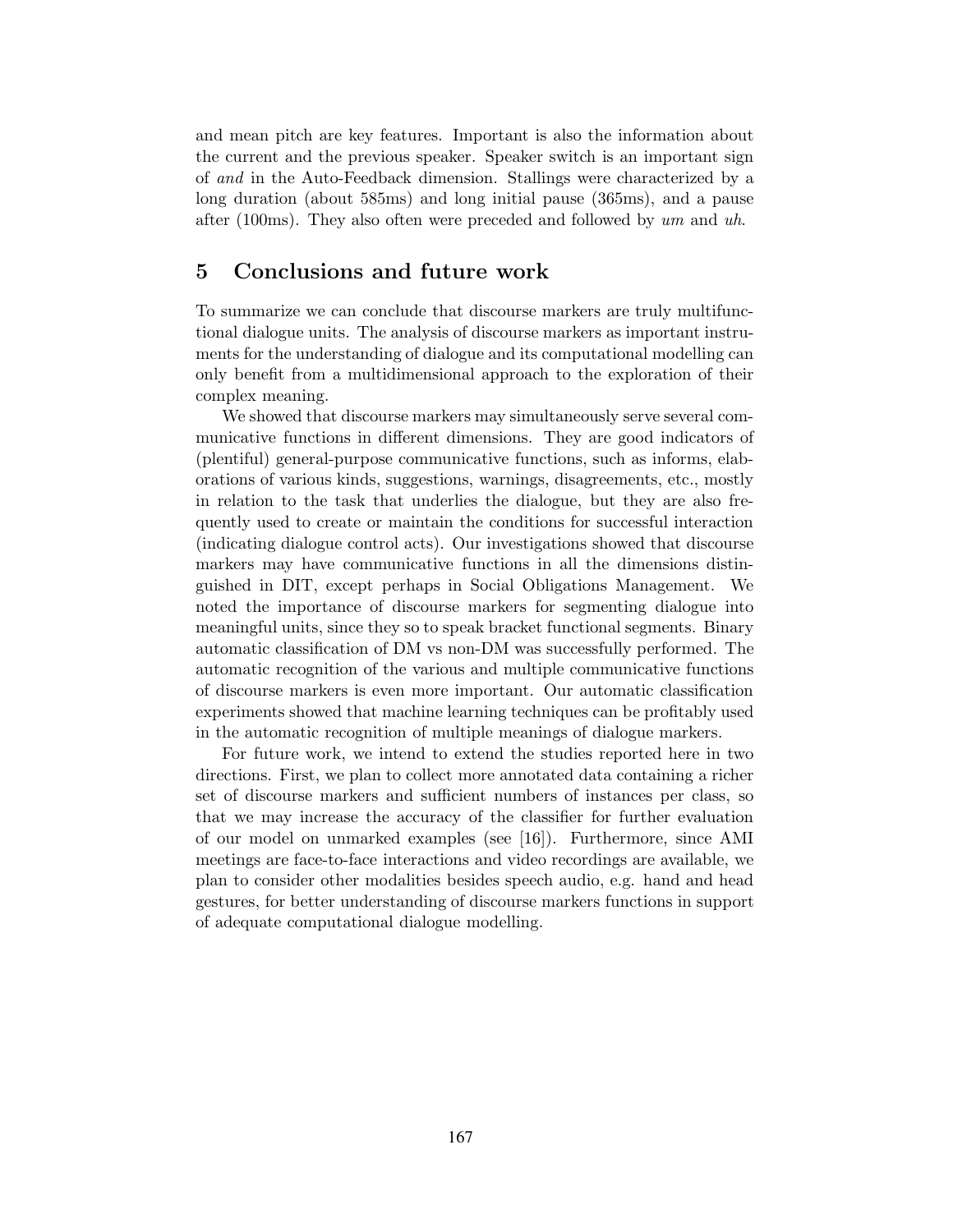and mean pitch are key features. Important is also the information about the current and the previous speaker. Speaker switch is an important sign of *and* in the Auto-Feedback dimension. Stallings were characterized by a long duration (about 585ms) and long initial pause (365ms), and a pause after (100ms). They also often were preceded and followed by *um* and *uh*.

## 5 Conclusions and future work

To summarize we can conclude that discourse markers are truly multifunctional dialogue units. The analysis of discourse markers as important instruments for the understanding of dialogue and its computational modelling can only benefit from a multidimensional approach to the exploration of their complex meaning.

We showed that discourse markers may simultaneously serve several communicative functions in different dimensions. They are good indicators of (plentiful) general-purpose communicative functions, such as informs, elaborations of various kinds, suggestions, warnings, disagreements, etc., mostly in relation to the task that underlies the dialogue, but they are also frequently used to create or maintain the conditions for successful interaction (indicating dialogue control acts). Our investigations showed that discourse markers may have communicative functions in all the dimensions distinguished in DIT, except perhaps in Social Obligations Management. We noted the importance of discourse markers for segmenting dialogue into meaningful units, since they so to speak bracket functional segments. Binary automatic classification of DM vs non-DM was successfully performed. The automatic recognition of the various and multiple communicative functions of discourse markers is even more important. Our automatic classification experiments showed that machine learning techniques can be profitably used in the automatic recognition of multiple meanings of dialogue markers.

For future work, we intend to extend the studies reported here in two directions. First, we plan to collect more annotated data containing a richer set of discourse markers and sufficient numbers of instances per class, so that we may increase the accuracy of the classifier for further evaluation of our model on unmarked examples (see [16]). Furthermore, since AMI meetings are face-to-face interactions and video recordings are available, we plan to consider other modalities besides speech audio, e.g. hand and head gestures, for better understanding of discourse markers functions in support of adequate computational dialogue modelling.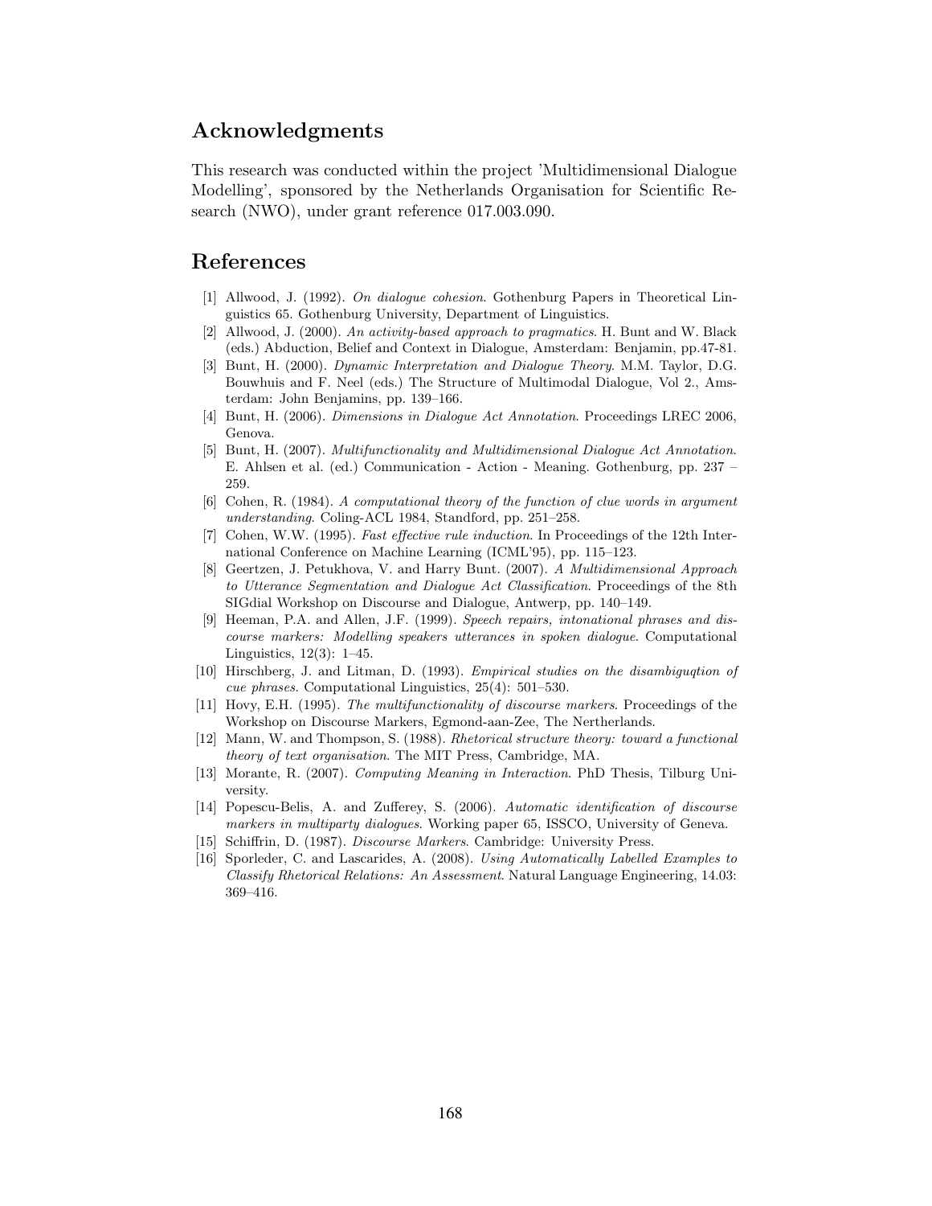## Acknowledgments

This research was conducted within the project 'Multidimensional Dialogue Modelling', sponsored by the Netherlands Organisation for Scientific Research (NWO), under grant reference 017.003.090.

## References

[1] Allwood, J. (1992). *On dialogue cohesion*. Gothenburg Papers in Theoretical Linguistics 65. Gothenburg University, Department of Linguistics.

[2] Allwood, J. (2000). *An activity-based approach to pragmatics*. H. Bunt and W. Black (eds.) Abduction, Belief and Context in Dialogue, Amsterdam: Benjamin, pp.47-81.

[3] Bunt, H. (2000). *Dynamic Interpretation and Dialogue Theory*. M.M. Taylor, D.G. Bouwhuis and F. Neel (eds.) The Structure of Multimodal Dialogue, Vol 2., Amsterdam: John Benjamins, pp. 139–166.

[4] Bunt, H. (2006). *Dimensions in Dialogue Act Annotation*. Proceedings LREC 2006, Genova.

[5] Bunt, H. (2007). *Multifunctionality and Multidimensional Dialogue Act Annotation*. E. Ahlsen et al. (ed.) Communication - Action - Meaning. Gothenburg, pp. 237 – 259.

[6] Cohen, R. (1984). *A computational theory of the function of clue words in argument understanding*. Coling-ACL 1984, Standford, pp. 251–258.

[7] Cohen, W.W. (1995). *Fast effective rule induction*. In Proceedings of the 12th International Conference on Machine Learning (ICML'95), pp. 115–123.

[8] Geertzen, J. Petukhova, V. and Harry Bunt. (2007). *A Multidimensional Approach to Utterance Segmentation and Dialogue Act Classification*. Proceedings of the 8th SIGdial Workshop on Discourse and Dialogue, Antwerp, pp. 140–149.

[9] Heeman, P.A. and Allen, J.F. (1999). *Speech repairs, intonational phrases and discourse markers: Modelling speakers utterances in spoken dialogue*. Computational Linguistics, 12(3): 1–45.

[10] Hirschberg, J. and Litman, D. (1993). *Empirical studies on the disambiguqtion of cue phrases*. Computational Linguistics, 25(4): 501–530.

[11] Hovy, E.H. (1995). *The multifunctionality of discourse markers*. Proceedings of the Workshop on Discourse Markers, Egmond-aan-Zee, The Nertherlands.

[12] Mann, W. and Thompson, S. (1988). *Rhetorical structure theory: toward a functional theory of text organisation*. The MIT Press, Cambridge, MA.

[13] Morante, R. (2007). *Computing Meaning in Interaction*. PhD Thesis, Tilburg University.

[14] Popescu-Belis, A. and Zufferey, S. (2006). *Automatic identification of discourse markers in multiparty dialogues*. Working paper 65, ISSCO, University of Geneva.

[15] Schiffrin, D. (1987). *Discourse Markers*. Cambridge: University Press.

[16] Sporleder, C. and Lascarides, A. (2008). *Using Automatically Labelled Examples to Classify Rhetorical Relations: An Assessment*. Natural Language Engineering, 14.03: 369–416.